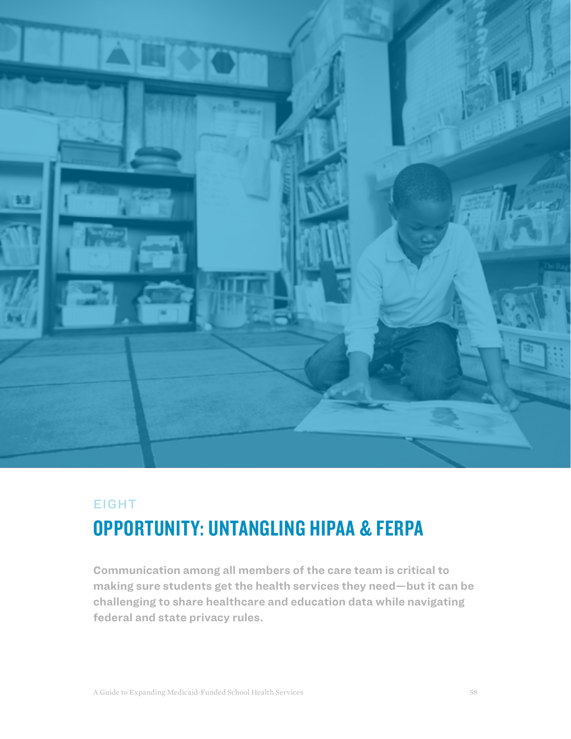EIGHT

# OPPORTUNITY: UNTANGLING HIPAA & FERPA

**Communication among all members of the care team is critical to making sure students get the health services they need—but it can be challenging to share healthcare and education data while navigating federal and state privacy rules.**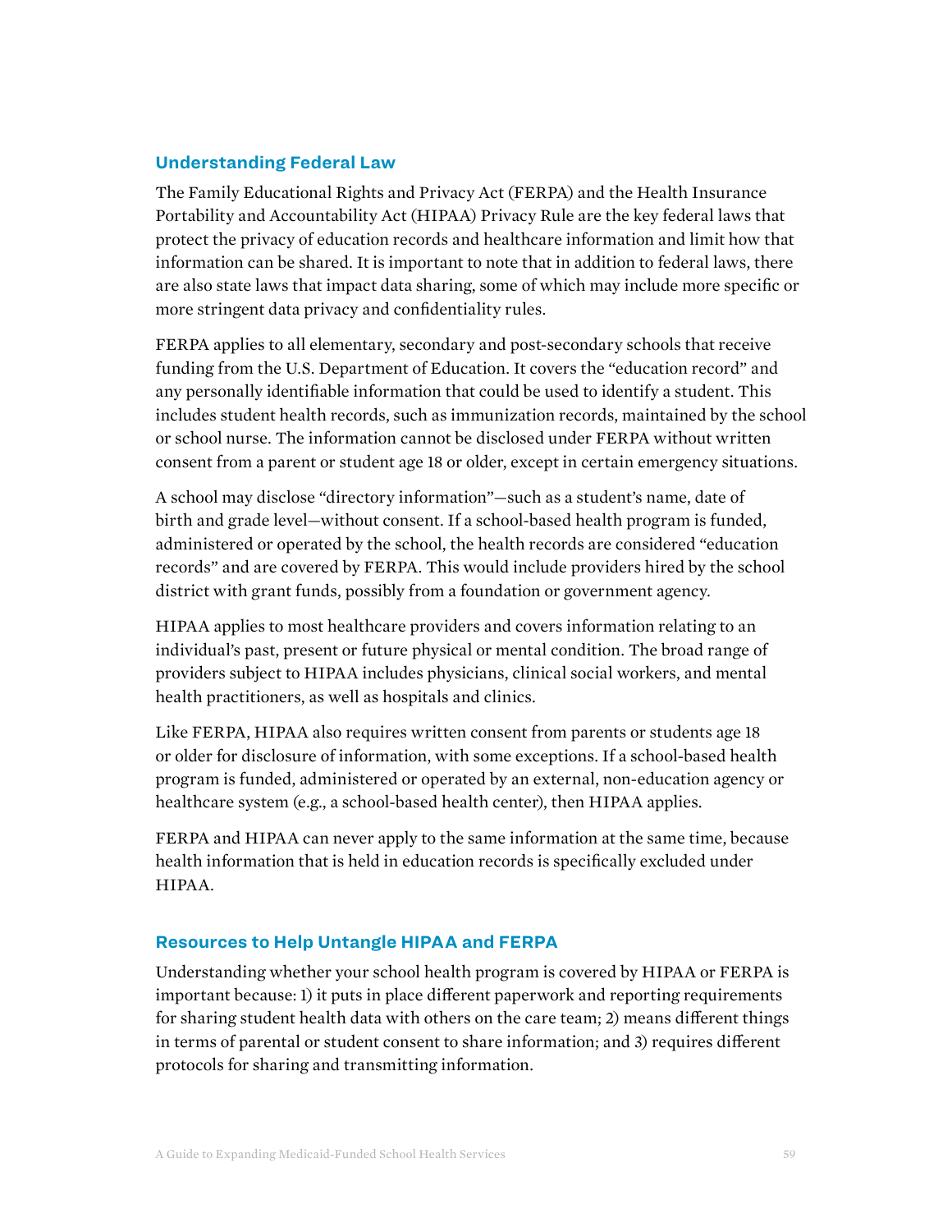## Understanding Federal Law

The Family Educational Rights and Privacy Act (FERPA) and the Health Insurance Portability and Accountability Act (HIPAA) Privacy Rule are the key federal laws that protect the privacy of education records and healthcare information and limit how that information can be shared. It is important to note that in addition to federal laws, there are also state laws that impact data sharing, some of which may include more specific or more stringent data privacy and confidentiality rules.

FERPA applies to all elementary, secondary and post-secondary schools that receive funding from the U.S. Department of Education. It covers the "education record" and any personally identifiable information that could be used to identify a student. This includes student health records, such as immunization records, maintained by the school or school nurse. The information cannot be disclosed under FERPA without written consent from a parent or student age 18 or older, except in certain emergency situations.

A school may disclose "directory information"—such as a student's name, date of birth and grade level—without consent. If a school-based health program is funded, administered or operated by the school, the health records are considered "education records" and are covered by FERPA. This would include providers hired by the school district with grant funds, possibly from a foundation or government agency.

HIPAA applies to most healthcare providers and covers information relating to an individual's past, present or future physical or mental condition. The broad range of providers subject to HIPAA includes physicians, clinical social workers, and mental health practitioners, as well as hospitals and clinics.

Like FERPA, HIPAA also requires written consent from parents or students age 18 or older for disclosure of information, with some exceptions. If a school-based health program is funded, administered or operated by an external, non-education agency or healthcare system (e.g., a school-based health center), then HIPAA applies.

FERPA and HIPAA can never apply to the same information at the same time, because health information that is held in education records is specifically excluded under HIPAA.

## Resources to Help Untangle HIPAA and FERPA

Understanding whether your school health program is covered by HIPAA or FERPA is important because: 1) it puts in place different paperwork and reporting requirements for sharing student health data with others on the care team; 2) means different things in terms of parental or student consent to share information; and 3) requires different protocols for sharing and transmitting information.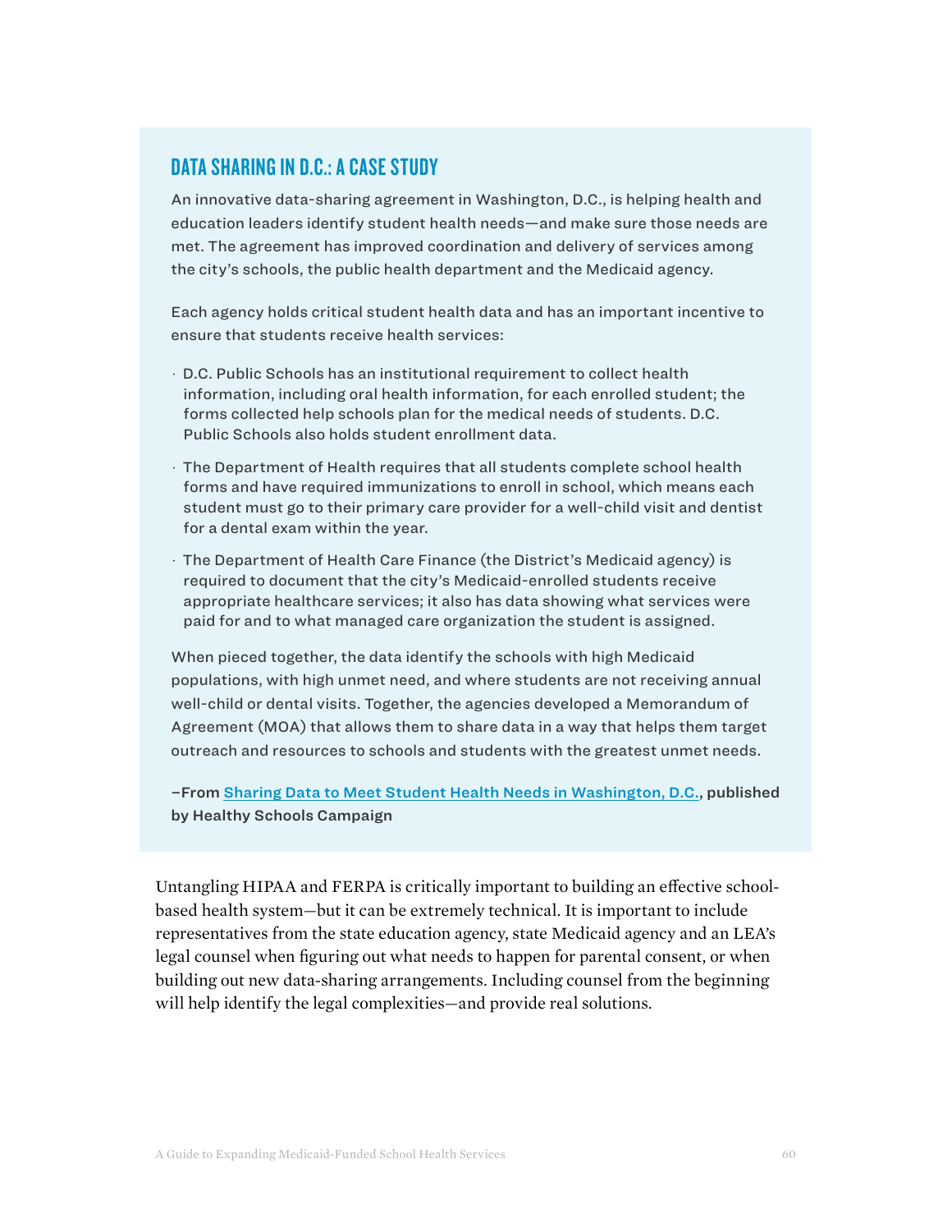## DATA SHARING IN D.C.: A CASE STUDY

An innovative data-sharing agreement in Washington, D.C., is helping health and education leaders identify student health needs—and make sure those needs are met. The agreement has improved coordination and delivery of services among the city's schools, the public health department and the Medicaid agency.

Each agency holds critical student health data and has an important incentive to ensure that students receive health services:

- D.C. Public Schools has an institutional requirement to collect health information, including oral health information, for each enrolled student; the forms collected help schools plan for the medical needs of students. D.C. Public Schools also holds student enrollment data.
- The Department of Health requires that all students complete school health forms and have required immunizations to enroll in school, which means each student must go to their primary care provider for a well-child visit and dentist for a dental exam within the year.
- The Department of Health Care Finance (the District's Medicaid agency) is required to document that the city's Medicaid-enrolled students receive appropriate healthcare services; it also has data showing what services were paid for and to what managed care organization the student is assigned.

When pieced together, the data identify the schools with high Medicaid populations, with high unmet need, and where students are not receiving annual well-child or dental visits. Together, the agencies developed a Memorandum of Agreement (MOA) that allows them to share data in a way that helps them target outreach and resources to schools and students with the greatest unmet needs.

**–From Sharing Data to Meet Student Health Needs in Washington, D.C., published by Healthy Schools Campaign**

Untangling HIPAA and FERPA is critically important to building an effective school-based health system—but it can be extremely technical. It is important to include representatives from the state education agency, state Medicaid agency and an LEA's legal counsel when figuring out what needs to happen for parental consent, or when building out new data-sharing arrangements. Including counsel from the beginning will help identify the legal complexities—and provide real solutions.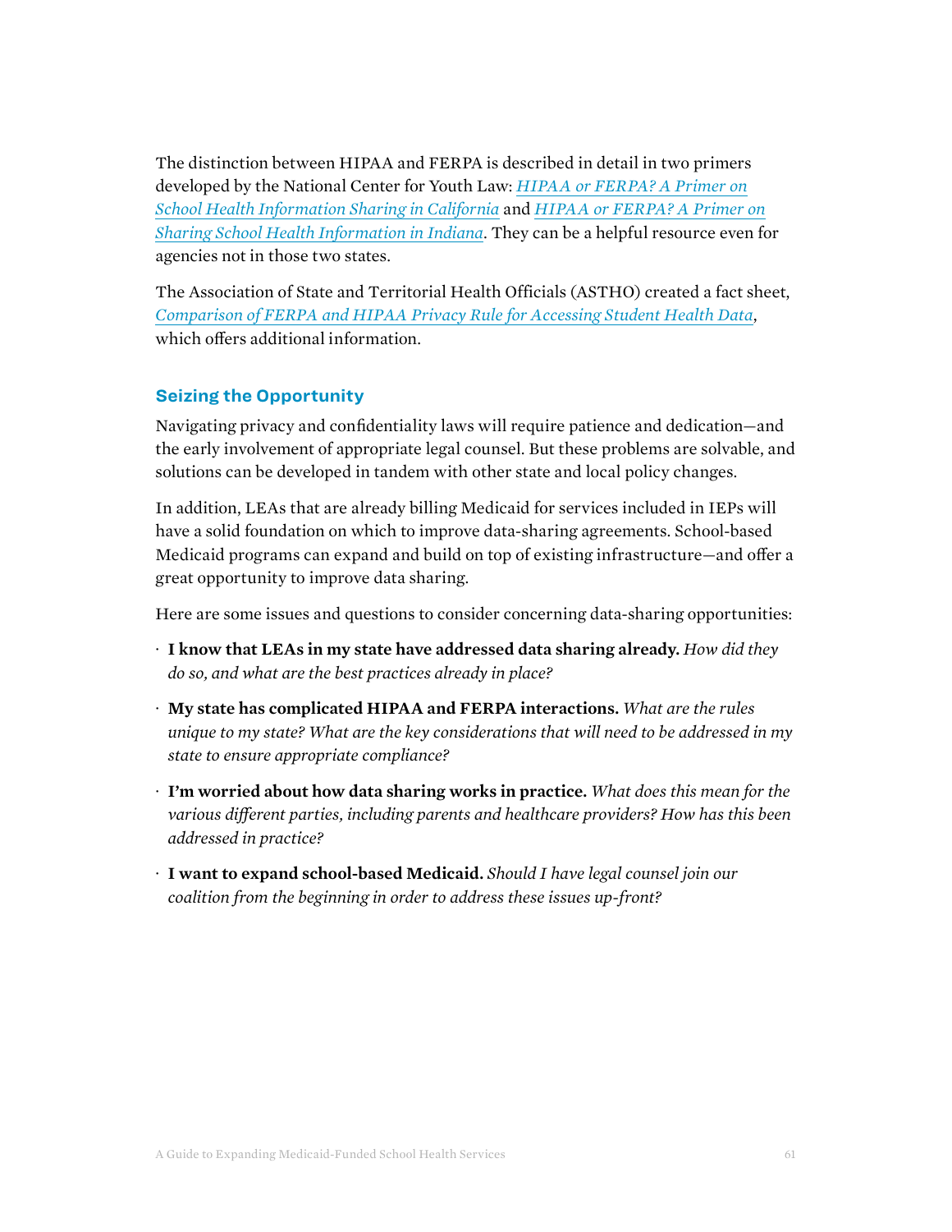The distinction between HIPAA and FERPA is described in detail in two primers developed by the National Center for Youth Law: *HIPAA or FERPA? A Primer on School Health Information Sharing in California* and *HIPAA or FERPA? A Primer on Sharing School Health Information in Indiana*. They can be a helpful resource even for agencies not in those two states.

The Association of State and Territorial Health Officials (ASTHO) created a fact sheet, *Comparison of FERPA and HIPAA Privacy Rule for Accessing Student Health Data*, which offers additional information.

## Seizing the Opportunity

Navigating privacy and confidentiality laws will require patience and dedication—and the early involvement of appropriate legal counsel. But these problems are solvable, and solutions can be developed in tandem with other state and local policy changes.

In addition, LEAs that are already billing Medicaid for services included in IEPs will have a solid foundation on which to improve data-sharing agreements. School-based Medicaid programs can expand and build on top of existing infrastructure—and offer a great opportunity to improve data sharing.

Here are some issues and questions to consider concerning data-sharing opportunities:

- **I know that LEAs in my state have addressed data sharing already.** *How did they do so, and what are the best practices already in place?*
- **My state has complicated HIPAA and FERPA interactions.** *What are the rules unique to my state? What are the key considerations that will need to be addressed in my state to ensure appropriate compliance?*
- **I'm worried about how data sharing works in practice.** *What does this mean for the various different parties, including parents and healthcare providers? How has this been addressed in practice?*
- **I want to expand school-based Medicaid.** *Should I have legal counsel join our coalition from the beginning in order to address these issues up-front?*